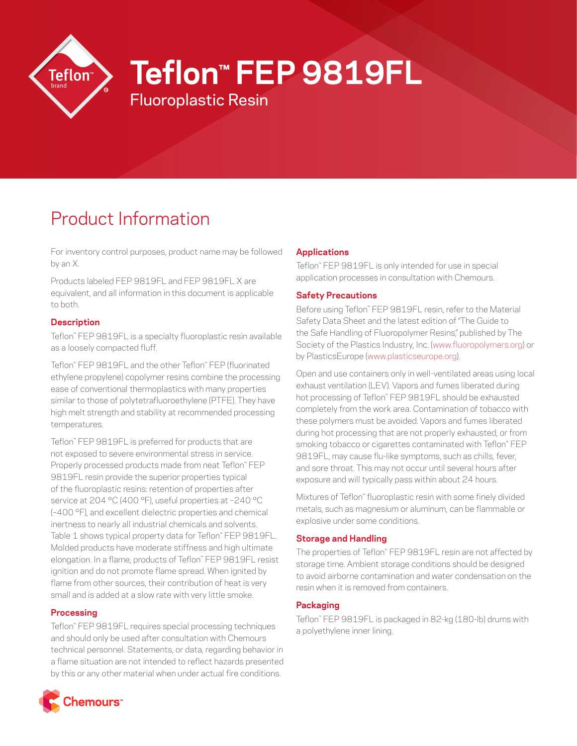# Teflon™ FEP 9819FL

Fluoroplastic Resin

## Product Information

For inventory control purposes, product name may be followed by an X.

Products labeled FEP 9819FL and FEP 9819FL X are equivalent, and all information in this document is applicable to both.

### Description

Teflon™ FEP 9819FL is a specialty fluoroplastic resin available as a loosely compacted fluff.

Teflon™ FEP 9819FL and the other Teflon™ FEP (fluorinated ethylene propylene) copolymer resins combine the processing ease of conventional thermoplastics with many properties similar to those of polytetrafluoroethylene (PTFE). They have high melt strength and stability at recommended processing temperatures.

Teflon™ FEP 9819FL is preferred for products that are not exposed to severe environmental stress in service. Properly processed products made from neat Teflon™ FEP 9819FL resin provide the superior properties typical of the fluoroplastic resins: retention of properties after service at 204 °C (400 °F), useful properties at –240 °C (–400 °F), and excellent dielectric properties and chemical inertness to nearly all industrial chemicals and solvents. Table 1 shows typical property data for Teflon™ FEP 9819FL. Molded products have moderate stiffness and high ultimate elongation. In a flame, products of Teflon™ FEP 9819FL resist ignition and do not promote flame spread. When ignited by flame from other sources, their contribution of heat is very small and is added at a slow rate with very little smoke.

### Processing

Teflon™ FEP 9819FL requires special processing techniques and should only be used after consultation with Chemours technical personnel. Statements, or data, regarding behavior in a flame situation are not intended to reflect hazards presented by this or any other material when under actual fire conditions.

### Applications

Teflon™ FEP 9819FL is only intended for use in special application processes in consultation with Chemours.

### Safety Precautions

Before using Teflon™ FEP 9819FL resin, refer to the Material Safety Data Sheet and the latest edition of "The Guide to the Safe Handling of Fluoropolymer Resins," published by The Society of the Plastics Industry, Inc. (www.fluoropolymers.org) or by PlasticsEurope (www.plasticseurope.org).

Open and use containers only in well-ventilated areas using local exhaust ventilation (LEV). Vapors and fumes liberated during hot processing of Teflon™ FEP 9819FL should be exhausted completely from the work area. Contamination of tobacco with these polymers must be avoided. Vapors and fumes liberated during hot processing that are not properly exhausted, or from smoking tobacco or cigarettes contaminated with Teflon™ FEP 9819FL, may cause flu-like symptoms, such as chills, fever, and sore throat. This may not occur until several hours after exposure and will typically pass within about 24 hours.

Mixtures of Teflon™ fluoroplastic resin with some finely divided metals, such as magnesium or aluminum, can be flammable or explosive under some conditions.

### Storage and Handling

The properties of Teflon™ FEP 9819FL resin are not affected by storage time. Ambient storage conditions should be designed to avoid airborne contamination and water condensation on the resin when it is removed from containers.

### Packaging

Teflon™ FEP 9819FL is packaged in 82-kg (180-lb) drums with a polyethylene inner lining.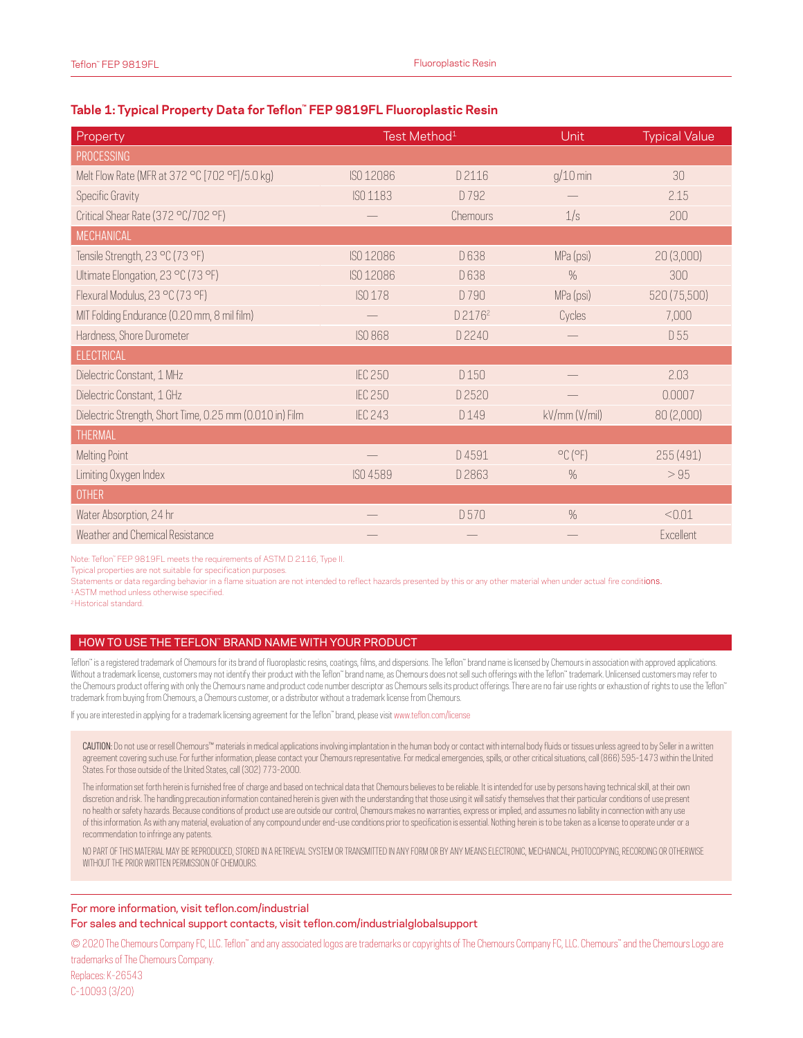## Table 1: Typical Property Data for Teflon™ FEP 9819FL Fluoroplastic Resin

| Property | Test Method[1] | | Unit | Typical Value |
|---|---|---|---|---|
| PROCESSING | | | | |
| Melt Flow Rate (MFR at 372 °C [702 °F]/5.0 kg) | ISO 12086 | D 2116 | g/10 min | 30 |
| Specific Gravity | ISO 1183 | D 792 | — | 2.15 |
| Critical Shear Rate (372 °C/702 °F) | — | Chemours | 1/s | 200 |
| MECHANICAL | | | | |
| Tensile Strength, 23 °C (73 °F) | ISO 12086 | D 638 | MPa (psi) | 20 (3,000) |
| Ultimate Elongation, 23 °C (73 °F) | ISO 12086 | D 638 | % | 300 |
| Flexural Modulus, 23 °C (73 °F) | ISO 178 | D 790 | MPa (psi) | 520 (75,500) |
| MIT Folding Endurance (0.20 mm, 8 mil film) | — | D 2176[2] | Cycles | 7,000 |
| Hardness, Shore Durometer | ISO 868 | D 2240 | — | D 55 |
| ELECTRICAL | | | | |
| Dielectric Constant, 1 MHz | IEC 250 | D 150 | — | 2.03 |
| Dielectric Constant, 1 GHz | IEC 250 | D 2520 | — | 0.0007 |
| Dielectric Strength, Short Time, 0.25 mm (0.010 in) Film | IEC 243 | D 149 | kV/mm (V/mil) | 80 (2,000) |
| THERMAL | | | | |
| Melting Point | — | D 4591 | °C (°F) | 255 (491) |
| Limiting Oxygen Index | ISO 4589 | D 2863 | % | > 95 |
| OTHER | | | | |
| Water Absorption, 24 hr | — | D 570 | % | <0.01 |
| Weather and Chemical Resistance | — | — | — | Excellent |

Note: Teflon™ FEP 9819FL meets the requirements of ASTM D 2116, Type II.
Typical properties are not suitable for specification purposes.
Statements or data regarding behavior in a flame situation are not intended to reflect hazards presented by this or any other material when under actual fire conditions.
[1] ASTM method unless otherwise specified.
[2] Historical standard.

## HOW TO USE THE TEFLON™ BRAND NAME WITH YOUR PRODUCT

Teflon™ is a registered trademark of Chemours for its brand of fluoroplastic resins, coatings, films, and dispersions. The Teflon™ brand name is licensed by Chemours in association with approved applications. Without a trademark license, customers may not identify their product with the Teflon™ brand name, as Chemours does not sell such offerings with the Teflon™ trademark. Unlicensed customers may refer to the Chemours product offering with only the Chemours name and product code number descriptor as Chemours sells its product offerings. There are no fair use rights or exhaustion of rights to use the Teflon™ trademark from buying from Chemours, a Chemours customer, or a distributor without a trademark license from Chemours.

If you are interested in applying for a trademark licensing agreement for the Teflon™ brand, please visit www.teflon.com/license

CAUTION: Do not use or resell Chemours™ materials in medical applications involving implantation in the human body or contact with internal body fluids or tissues unless agreed to by Seller in a written agreement covering such use. For further information, please contact your Chemours representative. For medical emergencies, spills, or other critical situations, call (866) 595-1473 within the United States. For those outside of the United States, call (302) 773-2000.

The information set forth herein is furnished free of charge and based on technical data that Chemours believes to be reliable. It is intended for use by persons having technical skill, at their own discretion and risk. The handling precaution information contained herein is given with the understanding that those using it will satisfy themselves that their particular conditions of use present no health or safety hazards. Because conditions of product use are outside our control, Chemours makes no warranties, express or implied, and assumes no liability in connection with any use of this information. As with any material, evaluation of any compound under end-use conditions prior to specification is essential. Nothing herein is to be taken as a license to operate under or a recommendation to infringe any patents.

NO PART OF THIS MATERIAL MAY BE REPRODUCED, STORED IN A RETRIEVAL SYSTEM OR TRANSMITTED IN ANY FORM OR BY ANY MEANS ELECTRONIC, MECHANICAL, PHOTOCOPYING, RECORDING OR OTHERWISE WITHOUT THE PRIOR WRITTEN PERMISSION OF CHEMOURS.

For more information, visit teflon.com/industrial
For sales and technical support contacts, visit teflon.com/industrialglobalsupport

© 2020 The Chemours Company FC, LLC. Teflon™ and any associated logos are trademarks or copyrights of The Chemours Company FC, LLC. Chemours™ and the Chemours Logo are trademarks of The Chemours Company.
Replaces: K-26543
C-10093 (3/20)